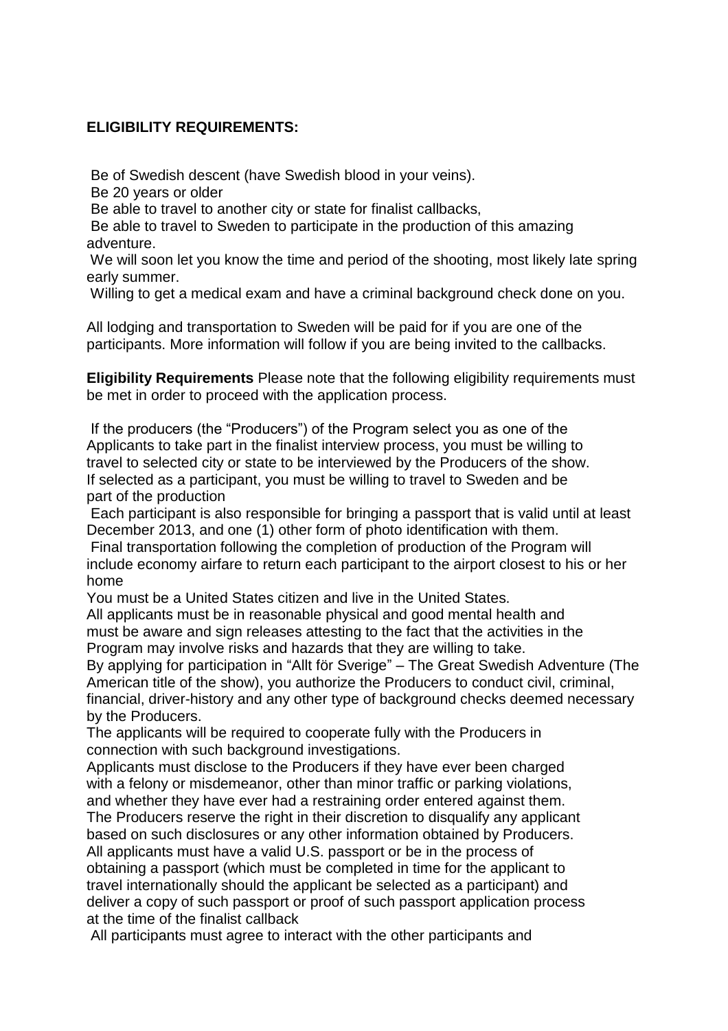**ELIGIBILITY REQUIREMENTS:**

Be of Swedish descent (have Swedish blood in your veins).
Be 20 years or older
Be able to travel to another city or state for finalist callbacks,
Be able to travel to Sweden to participate in the production of this amazing adventure.
We will soon let you know the time and period of the shooting, most likely late spring early summer.
Willing to get a medical exam and have a criminal background check done on you.

All lodging and transportation to Sweden will be paid for if you are one of the participants. More information will follow if you are being invited to the callbacks.

**Eligibility Requirements** Please note that the following eligibility requirements must be met in order to proceed with the application process.

If the producers (the "Producers") of the Program select you as one of the Applicants to take part in the finalist interview process, you must be willing to travel to selected city or state to be interviewed by the Producers of the show.
If selected as a participant, you must be willing to travel to Sweden and be part of the production
Each participant is also responsible for bringing a passport that is valid until at least December 2013, and one (1) other form of photo identification with them.
Final transportation following the completion of production of the Program will include economy airfare to return each participant to the airport closest to his or her home
You must be a United States citizen and live in the United States.
All applicants must be in reasonable physical and good mental health and must be aware and sign releases attesting to the fact that the activities in the Program may involve risks and hazards that they are willing to take.
By applying for participation in "Allt för Sverige" – The Great Swedish Adventure (The American title of the show), you authorize the Producers to conduct civil, criminal, financial, driver-history and any other type of background checks deemed necessary by the Producers.
The applicants will be required to cooperate fully with the Producers in connection with such background investigations.
Applicants must disclose to the Producers if they have ever been charged with a felony or misdemeanor, other than minor traffic or parking violations, and whether they have ever had a restraining order entered against them.
The Producers reserve the right in their discretion to disqualify any applicant based on such disclosures or any other information obtained by Producers.
All applicants must have a valid U.S. passport or be in the process of obtaining a passport (which must be completed in time for the applicant to travel internationally should the applicant be selected as a participant) and deliver a copy of such passport or proof of such passport application process at the time of the finalist callback
All participants must agree to interact with the other participants and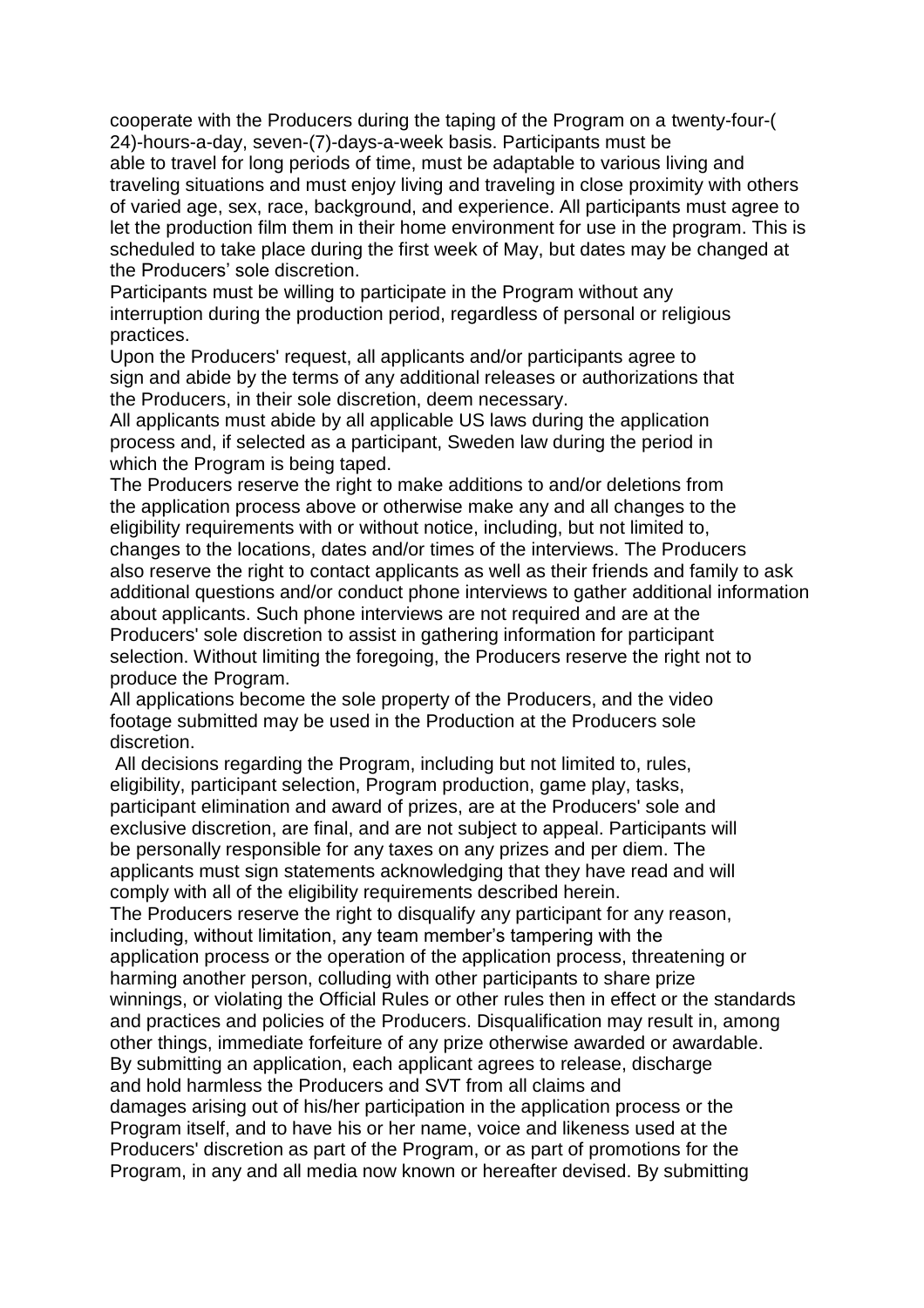cooperate with the Producers during the taping of the Program on a twenty-four-(24)-hours-a-day, seven-(7)-days-a-week basis. Participants must be able to travel for long periods of time, must be adaptable to various living and traveling situations and must enjoy living and traveling in close proximity with others of varied age, sex, race, background, and experience. All participants must agree to let the production film them in their home environment for use in the program. This is scheduled to take place during the first week of May, but dates may be changed at the Producers' sole discretion.

Participants must be willing to participate in the Program without any interruption during the production period, regardless of personal or religious practices.

Upon the Producers' request, all applicants and/or participants agree to sign and abide by the terms of any additional releases or authorizations that the Producers, in their sole discretion, deem necessary.

All applicants must abide by all applicable US laws during the application process and, if selected as a participant, Sweden law during the period in which the Program is being taped.

The Producers reserve the right to make additions to and/or deletions from the application process above or otherwise make any and all changes to the eligibility requirements with or without notice, including, but not limited to, changes to the locations, dates and/or times of the interviews. The Producers also reserve the right to contact applicants as well as their friends and family to ask additional questions and/or conduct phone interviews to gather additional information about applicants. Such phone interviews are not required and are at the Producers' sole discretion to assist in gathering information for participant selection. Without limiting the foregoing, the Producers reserve the right not to produce the Program.

All applications become the sole property of the Producers, and the video footage submitted may be used in the Production at the Producers sole discretion.

All decisions regarding the Program, including but not limited to, rules, eligibility, participant selection, Program production, game play, tasks, participant elimination and award of prizes, are at the Producers' sole and exclusive discretion, are final, and are not subject to appeal. Participants will be personally responsible for any taxes on any prizes and per diem. The applicants must sign statements acknowledging that they have read and will comply with all of the eligibility requirements described herein.

The Producers reserve the right to disqualify any participant for any reason, including, without limitation, any team member's tampering with the application process or the operation of the application process, threatening or harming another person, colluding with other participants to share prize winnings, or violating the Official Rules or other rules then in effect or the standards and practices and policies of the Producers. Disqualification may result in, among other things, immediate forfeiture of any prize otherwise awarded or awardable.

By submitting an application, each applicant agrees to release, discharge and hold harmless the Producers and SVT from all claims and damages arising out of his/her participation in the application process or the Program itself, and to have his or her name, voice and likeness used at the Producers' discretion as part of the Program, or as part of promotions for the Program, in any and all media now known or hereafter devised. By submitting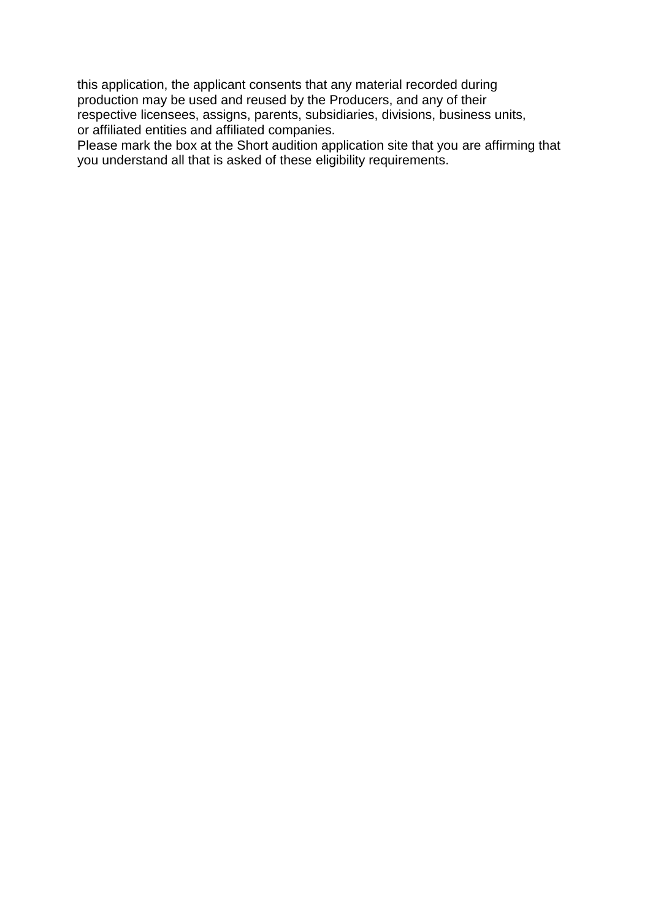this application, the applicant consents that any material recorded during production may be used and reused by the Producers, and any of their respective licensees, assigns, parents, subsidiaries, divisions, business units, or affiliated entities and affiliated companies.

Please mark the box at the Short audition application site that you are affirming that you understand all that is asked of these eligibility requirements.